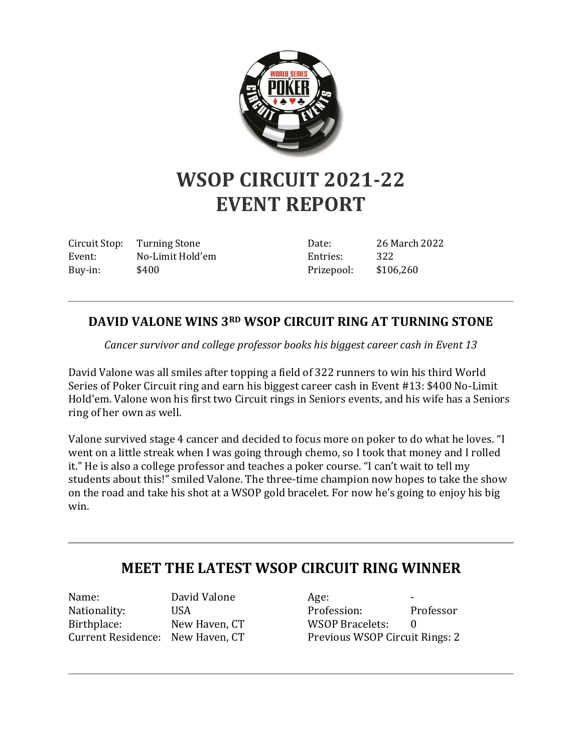# WSOP CIRCUIT 2021-22
# EVENT REPORT

| | | | |
|---|---|---|---|
| Circuit Stop: | Turning Stone | Date: | 26 March 2022 |
| Event: | No-Limit Hold'em | Entries: | 322 |
| Buy-in: | $400 | Prizepool: | $106,260 |

---

## DAVID VALONE WINS 3RD WSOP CIRCUIT RING AT TURNING STONE

*Cancer survivor and college professor books his biggest career cash in Event 13*

David Valone was all smiles after topping a field of 322 runners to win his third World Series of Poker Circuit ring and earn his biggest career cash in Event #13: $400 No-Limit Hold'em. Valone won his first two Circuit rings in Seniors events, and his wife has a Seniors ring of her own as well.

Valone survived stage 4 cancer and decided to focus more on poker to do what he loves. "I went on a little streak when I was going through chemo, so I took that money and I rolled it." He is also a college professor and teaches a poker course. "I can't wait to tell my students about this!" smiled Valone. The three-time champion now hopes to take the show on the road and take his shot at a WSOP gold bracelet. For now he's going to enjoy his big win.

---

## MEET THE LATEST WSOP CIRCUIT RING WINNER

| | | | |
|---|---|---|---|
| Name: | David Valone | Age: | - |
| Nationality: | USA | Profession: | Professor |
| Birthplace: | New Haven, CT | WSOP Bracelets: | 0 |
| Current Residence: | New Haven, CT | Previous WSOP Circuit Rings: | 2 |

---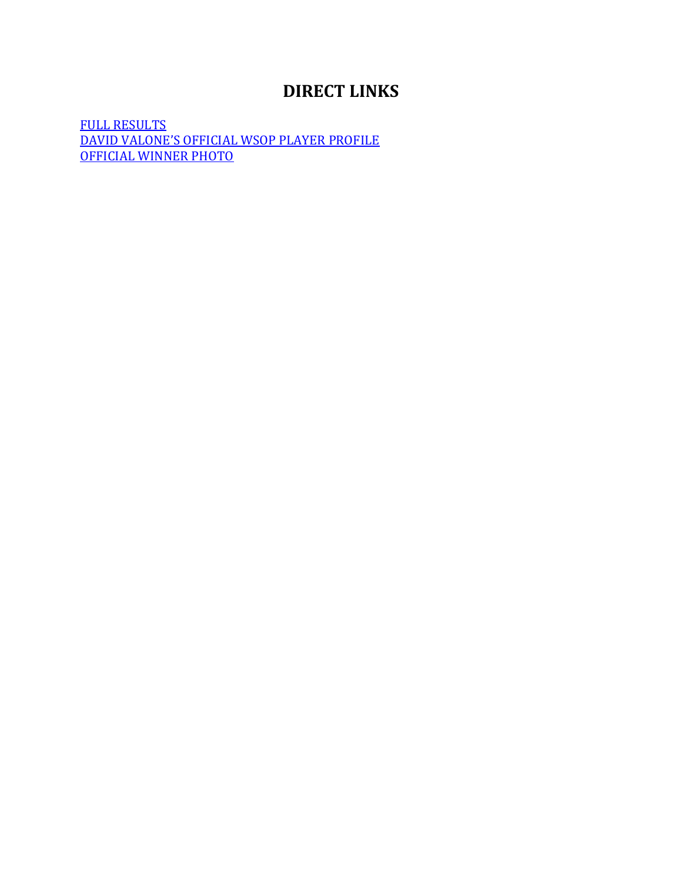# DIRECT LINKS

[FULL RESULTS]()
[DAVID VALONE'S OFFICIAL WSOP PLAYER PROFILE]()
[OFFICIAL WINNER PHOTO]()